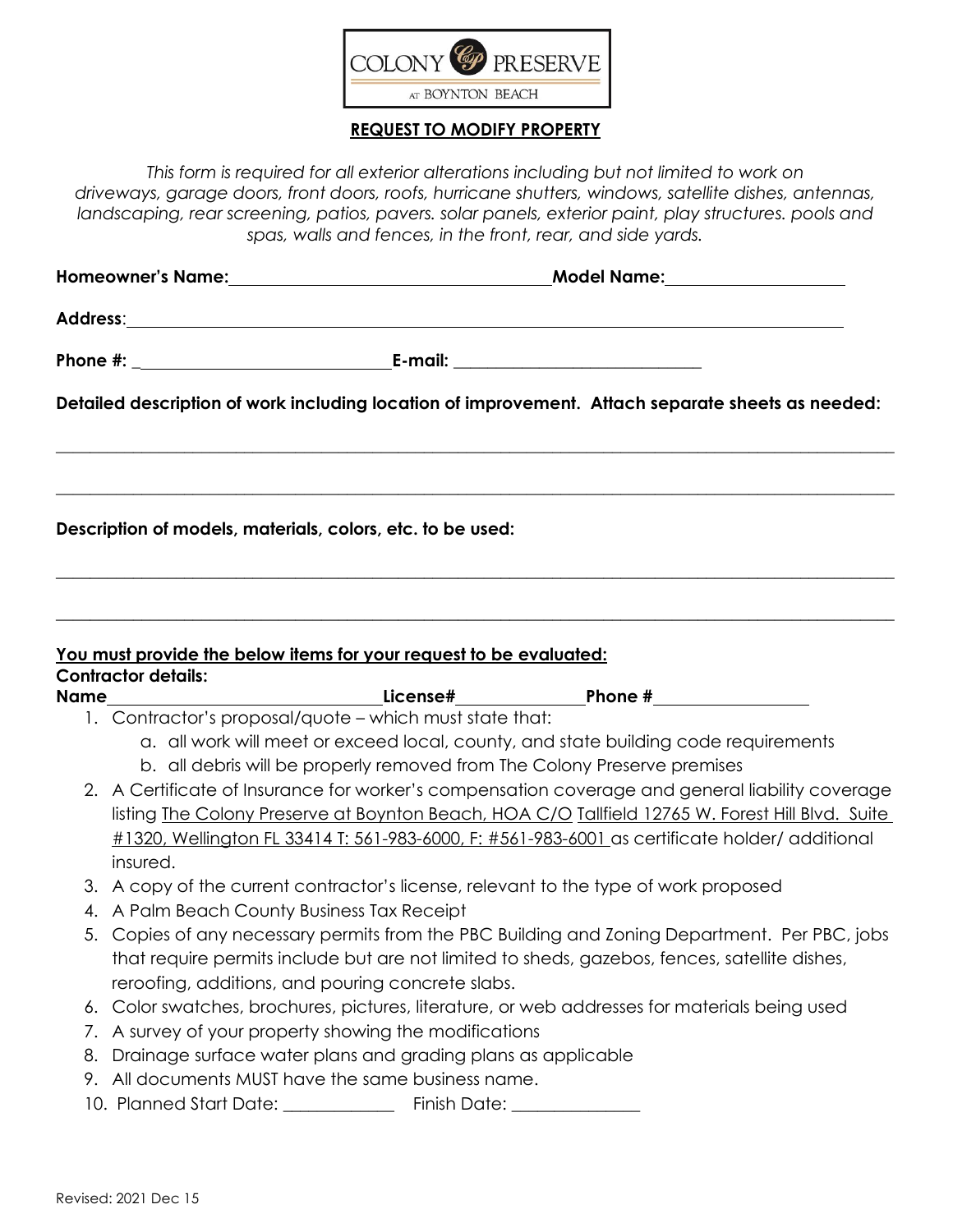COLONY PRESERVE AT BOYNTON BEACH

## REQUEST TO MODIFY PROPERTY

*This form is required for all exterior alterations including but not limited to work on driveways, garage doors, front doors, roofs, hurricane shutters, windows, satellite dishes, antennas, landscaping, rear screening, patios, pavers. solar panels, exterior paint, play structures. pools and spas, walls and fences, in the front, rear, and side yards.*

**Homeowner's Name:**\_\_\_\_\_\_\_\_\_\_\_\_\_\_\_\_\_\_\_\_\_\_\_\_\_\_\_\_\_\_\_\_\_\_\_\_\_\_**Model Name:**\_\_\_\_\_\_\_\_\_\_\_\_\_\_\_\_\_\_\_\_

**Address**:\_\_\_\_\_\_\_\_\_\_\_\_\_\_\_\_\_\_\_\_\_\_\_\_\_\_\_\_\_\_\_\_\_\_\_\_\_\_\_\_\_\_\_\_\_\_\_\_\_\_\_\_\_\_\_\_\_\_\_\_\_\_\_\_\_\_\_\_\_\_\_\_\_\_\_\_\_\_\_\_\_\_\_\_\_\_\_\_\_\_

**Phone #:** \_\_\_\_\_\_\_\_\_\_\_\_\_\_\_\_\_\_\_\_\_\_\_\_\_\_\_\_\_\_\_\_**E-mail:** \_\_\_\_\_\_\_\_\_\_\_\_\_\_\_\_\_\_\_\_\_\_\_\_\_\_\_\_\_\_\_\_

**Detailed description of work including location of improvement. Attach separate sheets as needed:**

\_\_\_\_\_\_\_\_\_\_\_\_\_\_\_\_\_\_\_\_\_\_\_\_\_\_\_\_\_\_\_\_\_\_\_\_\_\_\_\_\_\_\_\_\_\_\_\_\_\_\_\_\_\_\_\_\_\_\_\_\_\_\_\_\_\_\_\_\_\_\_\_\_\_\_\_\_\_\_\_\_\_\_\_\_\_\_\_\_\_\_\_\_\_\_\_

\_\_\_\_\_\_\_\_\_\_\_\_\_\_\_\_\_\_\_\_\_\_\_\_\_\_\_\_\_\_\_\_\_\_\_\_\_\_\_\_\_\_\_\_\_\_\_\_\_\_\_\_\_\_\_\_\_\_\_\_\_\_\_\_\_\_\_\_\_\_\_\_\_\_\_\_\_\_\_\_\_\_\_\_\_\_\_\_\_\_\_\_\_\_\_\_

**Description of models, materials, colors, etc. to be used:**

\_\_\_\_\_\_\_\_\_\_\_\_\_\_\_\_\_\_\_\_\_\_\_\_\_\_\_\_\_\_\_\_\_\_\_\_\_\_\_\_\_\_\_\_\_\_\_\_\_\_\_\_\_\_\_\_\_\_\_\_\_\_\_\_\_\_\_\_\_\_\_\_\_\_\_\_\_\_\_\_\_\_\_\_\_\_\_\_\_\_\_\_\_\_\_\_

\_\_\_\_\_\_\_\_\_\_\_\_\_\_\_\_\_\_\_\_\_\_\_\_\_\_\_\_\_\_\_\_\_\_\_\_\_\_\_\_\_\_\_\_\_\_\_\_\_\_\_\_\_\_\_\_\_\_\_\_\_\_\_\_\_\_\_\_\_\_\_\_\_\_\_\_\_\_\_\_\_\_\_\_\_\_\_\_\_\_\_\_\_\_\_\_

**<u>You must provide the below items for your request to be evaluated:</u>**

**Contractor details:**

**Name**\_\_\_\_\_\_\_\_\_\_\_\_\_\_\_\_\_\_\_\_\_\_\_\_\_\_\_\_\_\_\_\_\_\_**License#**\_\_\_\_\_\_\_\_\_\_\_\_\_\_\_\_**Phone #**\_\_\_\_\_\_\_\_\_\_\_\_\_\_\_\_\_\_\_\_

1. Contractor's proposal/quote – which must state that:
   a. all work will meet or exceed local, county, and state building code requirements
   b. all debris will be properly removed from The Colony Preserve premises
2. A Certificate of Insurance for worker's compensation coverage and general liability coverage listing <u>The Colony Preserve at Boynton Beach, HOA C/O</u> <u>Tallfield 12765 W. Forest Hill Blvd. Suite #1320, Wellington FL 33414 T: 561-983-6000, F: #561-983-6001</u> as certificate holder/ additional insured.
3. A copy of the current contractor's license, relevant to the type of work proposed
4. A Palm Beach County Business Tax Receipt
5. Copies of any necessary permits from the PBC Building and Zoning Department. Per PBC, jobs that require permits include but are not limited to sheds, gazebos, fences, satellite dishes, reroofing, additions, and pouring concrete slabs.
6. Color swatches, brochures, pictures, literature, or web addresses for materials being used
7. A survey of your property showing the modifications
8. Drainage surface water plans and grading plans as applicable
9. All documents MUST have the same business name.
10. Planned Start Date: \_\_\_\_\_\_\_\_\_\_\_\_\_ Finish Date: \_\_\_\_\_\_\_\_\_\_\_\_\_\_\_

Revised: 2021 Dec 15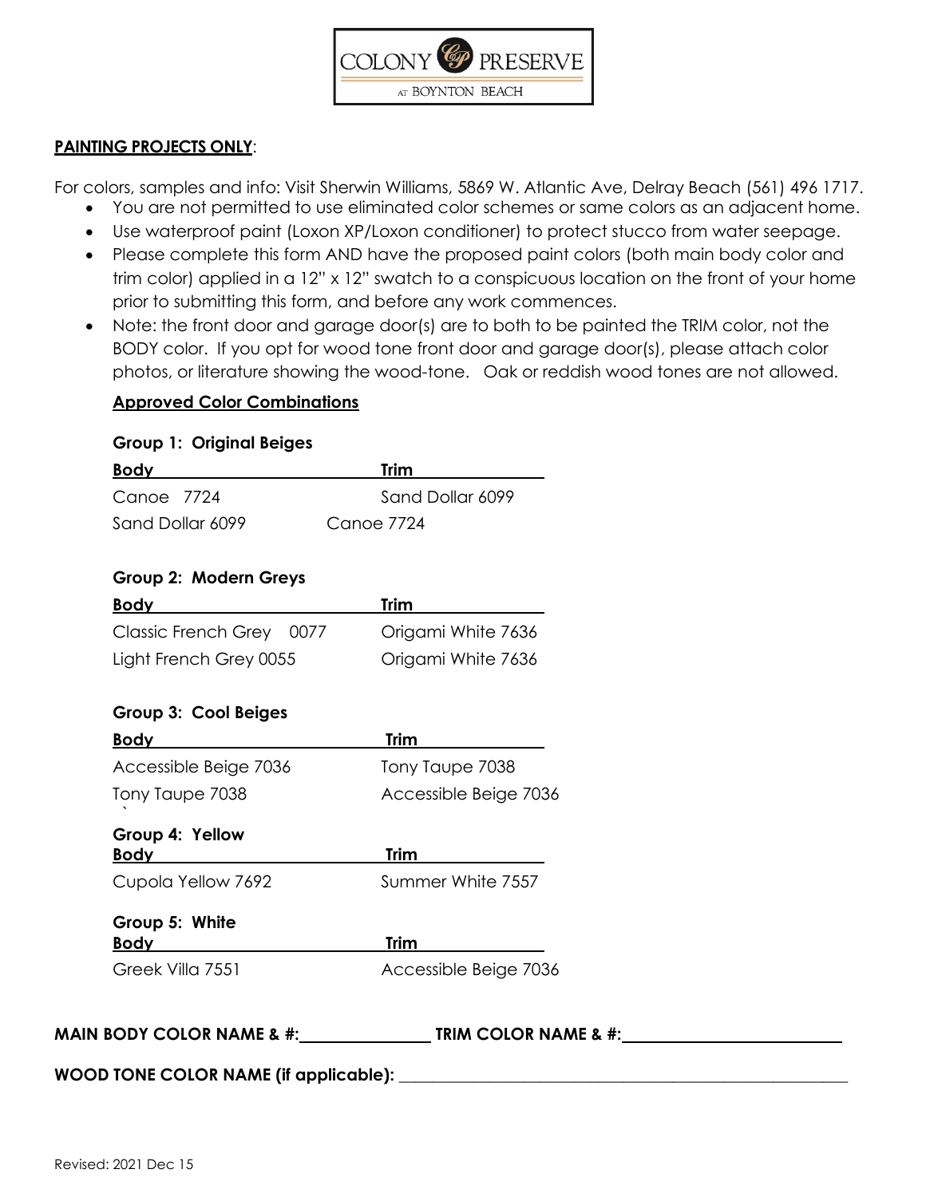COLONY PRESERVE AT BOYNTON BEACH

**PAINTING PROJECTS ONLY**:

For colors, samples and info: Visit Sherwin Williams, 5869 W. Atlantic Ave, Delray Beach (561) 496 1717.

- You are not permitted to use eliminated color schemes or same colors as an adjacent home.
- Use waterproof paint (Loxon XP/Loxon conditioner) to protect stucco from water seepage.
- Please complete this form AND have the proposed paint colors (both main body color and trim color) applied in a 12" x 12" swatch to a conspicuous location on the front of your home prior to submitting this form, and before any work commences.
- Note: the front door and garage door(s) are to both to be painted the TRIM color, not the BODY color. If you opt for wood tone front door and garage door(s), please attach color photos, or literature showing the wood-tone. Oak or reddish wood tones are not allowed.

**Approved Color Combinations**

**Group 1: Original Beiges**

| Body | Trim |
|---|---|
| Canoe 7724 | Sand Dollar 6099 |
| Sand Dollar 6099 | Canoe 7724 |

**Group 2: Modern Greys**

| Body | Trim |
|---|---|
| Classic French Grey 0077 | Origami White 7636 |
| Light French Grey 0055 | Origami White 7636 |

**Group 3: Cool Beiges**

| Body | Trim |
|---|---|
| Accessible Beige 7036 | Tony Taupe 7038 |
| Tony Taupe 7038 | Accessible Beige 7036 |

**Group 4: Yellow**

| Body | Trim |
|---|---|
| Cupola Yellow 7692 | Summer White 7557 |

**Group 5: White**

| Body | Trim |
|---|---|
| Greek Villa 7551 | Accessible Beige 7036 |

**MAIN BODY COLOR NAME & #:**\_\_\_\_\_\_\_\_\_\_\_\_\_\_\_ **TRIM COLOR NAME & #:**\_\_\_\_\_\_\_\_\_\_\_\_\_\_\_\_\_\_\_\_\_\_\_\_\_

**WOOD TONE COLOR NAME (if applicable):** \_\_\_\_\_\_\_\_\_\_\_\_\_\_\_\_\_\_\_\_\_\_\_\_\_\_\_\_\_\_\_\_\_\_\_\_\_\_\_\_\_\_\_\_\_\_\_\_\_\_\_\_\_\_

Revised: 2021 Dec 15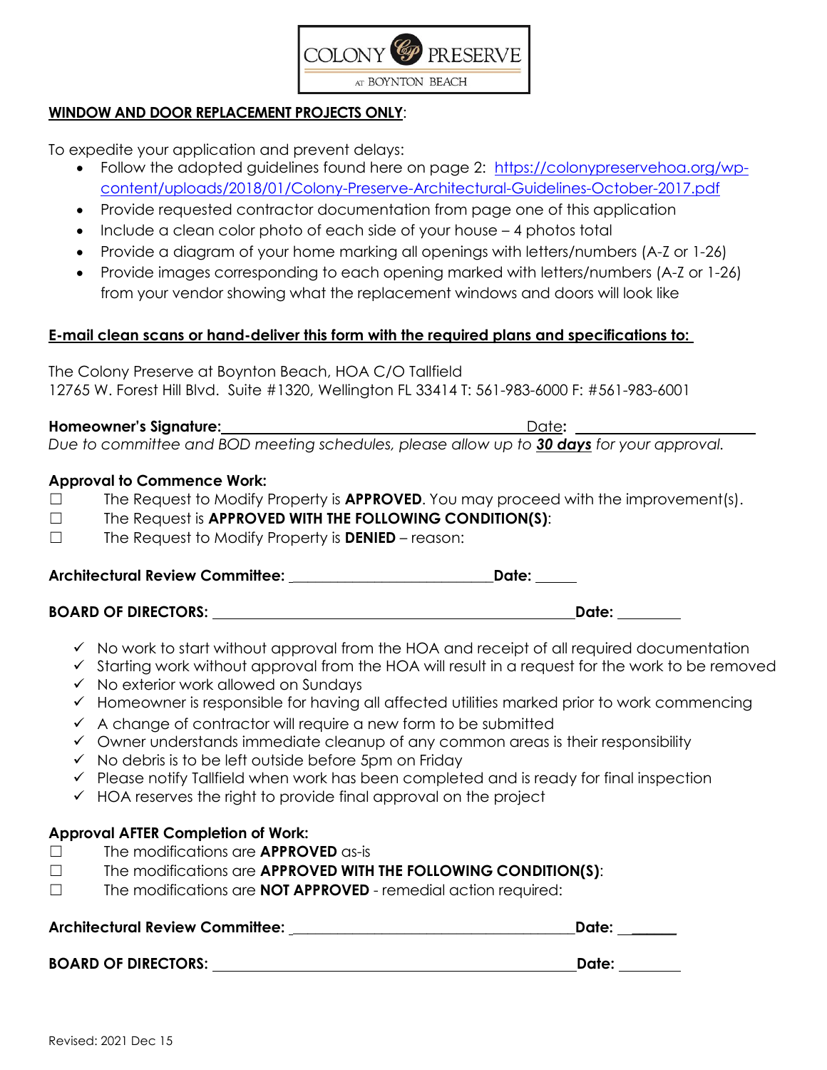COLONY PRESERVE AT BOYNTON BEACH

**WINDOW AND DOOR REPLACEMENT PROJECTS ONLY**:

To expedite your application and prevent delays:

- Follow the adopted guidelines found here on page 2: https://colonypreservehoa.org/wp-content/uploads/2018/01/Colony-Preserve-Architectural-Guidelines-October-2017.pdf
- Provide requested contractor documentation from page one of this application
- Include a clean color photo of each side of your house – 4 photos total
- Provide a diagram of your home marking all openings with letters/numbers (A-Z or 1-26)
- Provide images corresponding to each opening marked with letters/numbers (A-Z or 1-26) from your vendor showing what the replacement windows and doors will look like

**E-mail clean scans or hand-deliver this form with the required plans and specifications to:**

The Colony Preserve at Boynton Beach, HOA C/O Tallfield
12765 W. Forest Hill Blvd. Suite #1320, Wellington FL 33414 T: 561-983-6000 F: #561-983-6001

**Homeowner's Signature:** ______________________________ Date: ____________________

*Due to committee and BOD meeting schedules, please allow up to **30 days** for your approval.*

**Approval to Commence Work:**

☐ The Request to Modify Property is **APPROVED**. You may proceed with the improvement(s).
☐ The Request is **APPROVED WITH THE FOLLOWING CONDITION(S)**:
☐ The Request to Modify Property is **DENIED** – reason:

**Architectural Review Committee:** ____________________ **Date:** ______

**BOARD OF DIRECTORS:** ______________________________ **Date:** ________

- ✓ No work to start without approval from the HOA and receipt of all required documentation
- ✓ Starting work without approval from the HOA will result in a request for the work to be removed
- ✓ No exterior work allowed on Sundays
- ✓ Homeowner is responsible for having all affected utilities marked prior to work commencing
- ✓ A change of contractor will require a new form to be submitted
- ✓ Owner understands immediate cleanup of any common areas is their responsibility
- ✓ No debris is to be left outside before 5pm on Friday
- ✓ Please notify Tallfield when work has been completed and is ready for final inspection
- ✓ HOA reserves the right to provide final approval on the project

**Approval AFTER Completion of Work:**

☐ The modifications are **APPROVED** as-is
☐ The modifications are **APPROVED WITH THE FOLLOWING CONDITION(S)**:
☐ The modifications are **NOT APPROVED** - remedial action required:

**Architectural Review Committee:** ______________________________ **Date:** ______

**BOARD OF DIRECTORS:** ______________________________ **Date:** ________

Revised: 2021 Dec 15